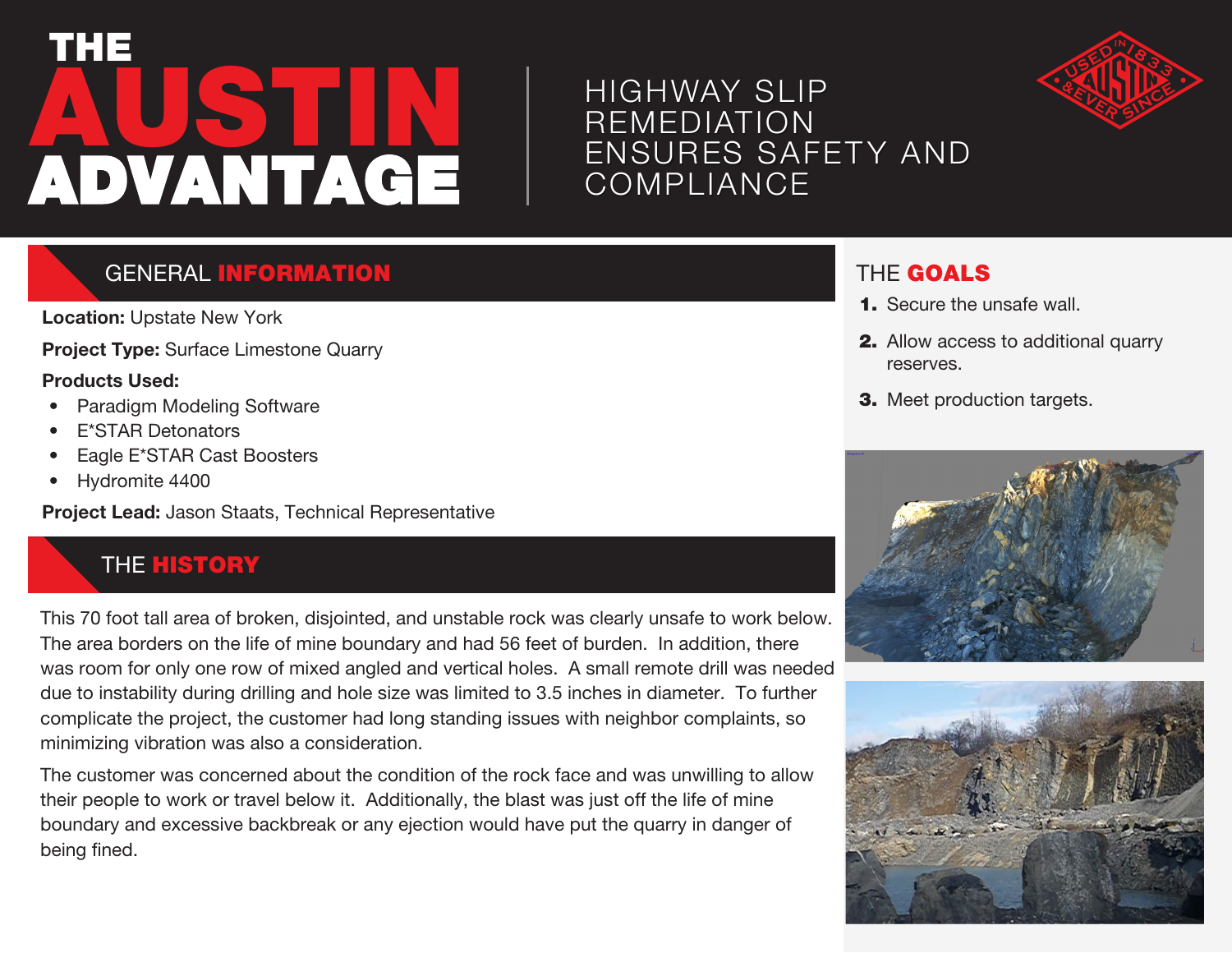# THE AUSTIN ADVANTAGE

## HIGHWAY SLIP REMEDIATION ENSURES SAFETY AND COMPLIANCE

## GENERAL INFORMATION

**Location:** Upstate New York

**Project Type:** Surface Limestone Quarry

**Products Used:**

- Paradigm Modeling Software
- E*STAR Detonators
- Eagle E*STAR Cast Boosters
- Hydromite 4400

**Project Lead:** Jason Staats, Technical Representative

## THE HISTORY

This 70 foot tall area of broken, disjointed, and unstable rock was clearly unsafe to work below. The area borders on the life of mine boundary and had 56 feet of burden. In addition, there was room for only one row of mixed angled and vertical holes. A small remote drill was needed due to instability during drilling and hole size was limited to 3.5 inches in diameter. To further complicate the project, the customer had long standing issues with neighbor complaints, so minimizing vibration was also a consideration.

The customer was concerned about the condition of the rock face and was unwilling to allow their people to work or travel below it. Additionally, the blast was just off the life of mine boundary and excessive backbreak or any ejection would have put the quarry in danger of being fined.

## THE GOALS

1. Secure the unsafe wall.
2. Allow access to additional quarry reserves.
3. Meet production targets.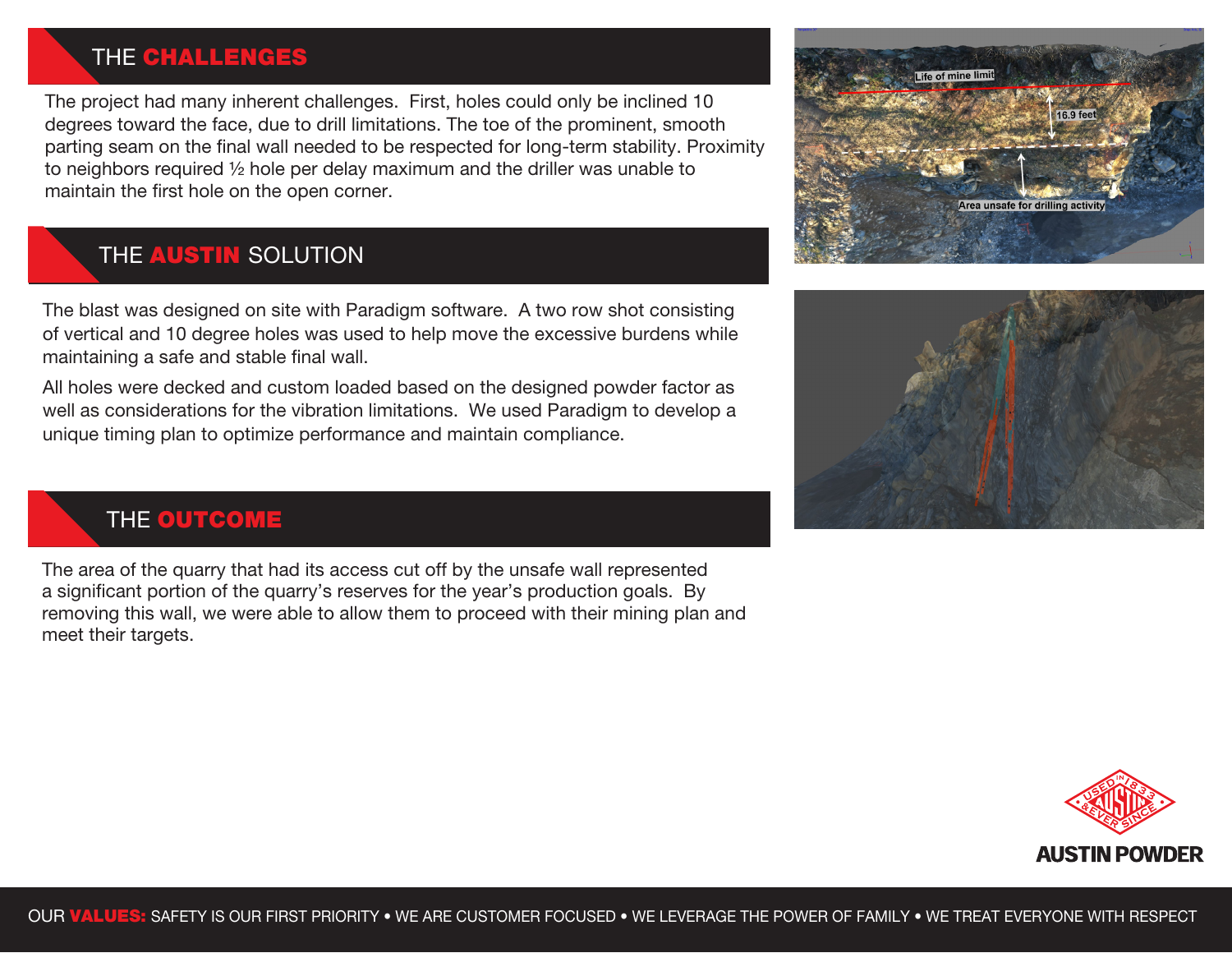## THE CHALLENGES

The project had many inherent challenges. First, holes could only be inclined 10 degrees toward the face, due to drill limitations. The toe of the prominent, smooth parting seam on the final wall needed to be respected for long-term stability. Proximity to neighbors required ½ hole per delay maximum and the driller was unable to maintain the first hole on the open corner.

## THE AUSTIN SOLUTION

The blast was designed on site with Paradigm software. A two row shot consisting of vertical and 10 degree holes was used to help move the excessive burdens while maintaining a safe and stable final wall.

All holes were decked and custom loaded based on the designed powder factor as well as considerations for the vibration limitations. We used Paradigm to develop a unique timing plan to optimize performance and maintain compliance.

## THE OUTCOME

The area of the quarry that had its access cut off by the unsafe wall represented a significant portion of the quarry's reserves for the year's production goals. By removing this wall, we were able to allow them to proceed with their mining plan and meet their targets.

Life of mine limit

16.9 feet

Area unsafe for drilling activity

AUSTIN POWDER

OUR **VALUES:** SAFETY IS OUR FIRST PRIORITY • WE ARE CUSTOMER FOCUSED • WE LEVERAGE THE POWER OF FAMILY • WE TREAT EVERYONE WITH RESPECT